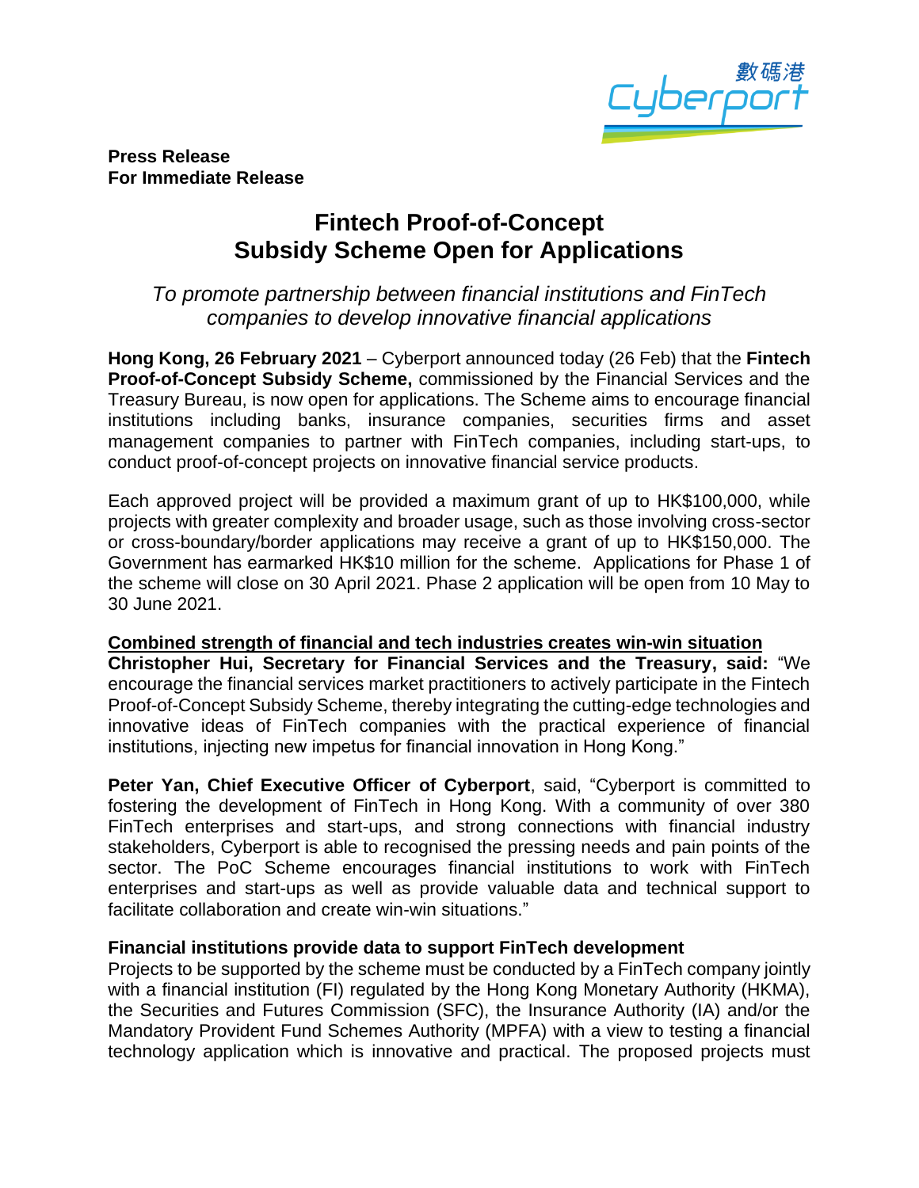**Press Release**
**For Immediate Release**

# Fintech Proof-of-Concept Subsidy Scheme Open for Applications

*To promote partnership between financial institutions and FinTech companies to develop innovative financial applications*

**Hong Kong, 26 February 2021** – Cyberport announced today (26 Feb) that the **Fintech Proof-of-Concept Subsidy Scheme,** commissioned by the Financial Services and the Treasury Bureau, is now open for applications. The Scheme aims to encourage financial institutions including banks, insurance companies, securities firms and asset management companies to partner with FinTech companies, including start-ups, to conduct proof-of-concept projects on innovative financial service products.

Each approved project will be provided a maximum grant of up to HK$100,000, while projects with greater complexity and broader usage, such as those involving cross-sector or cross-boundary/border applications may receive a grant of up to HK$150,000. The Government has earmarked HK$10 million for the scheme. Applications for Phase 1 of the scheme will close on 30 April 2021. Phase 2 application will be open from 10 May to 30 June 2021.

**<u>Combined strength of financial and tech industries creates win-win situation</u>**

**Christopher Hui, Secretary for Financial Services and the Treasury, said:** "We encourage the financial services market practitioners to actively participate in the Fintech Proof-of-Concept Subsidy Scheme, thereby integrating the cutting-edge technologies and innovative ideas of FinTech companies with the practical experience of financial institutions, injecting new impetus for financial innovation in Hong Kong."

**Peter Yan, Chief Executive Officer of Cyberport**, said, "Cyberport is committed to fostering the development of FinTech in Hong Kong. With a community of over 380 FinTech enterprises and start-ups, and strong connections with financial industry stakeholders, Cyberport is able to recognised the pressing needs and pain points of the sector. The PoC Scheme encourages financial institutions to work with FinTech enterprises and start-ups as well as provide valuable data and technical support to facilitate collaboration and create win-win situations."

**Financial institutions provide data to support FinTech development**

Projects to be supported by the scheme must be conducted by a FinTech company jointly with a financial institution (FI) regulated by the Hong Kong Monetary Authority (HKMA), the Securities and Futures Commission (SFC), the Insurance Authority (IA) and/or the Mandatory Provident Fund Schemes Authority (MPFA) with a view to testing a financial technology application which is innovative and practical. The proposed projects must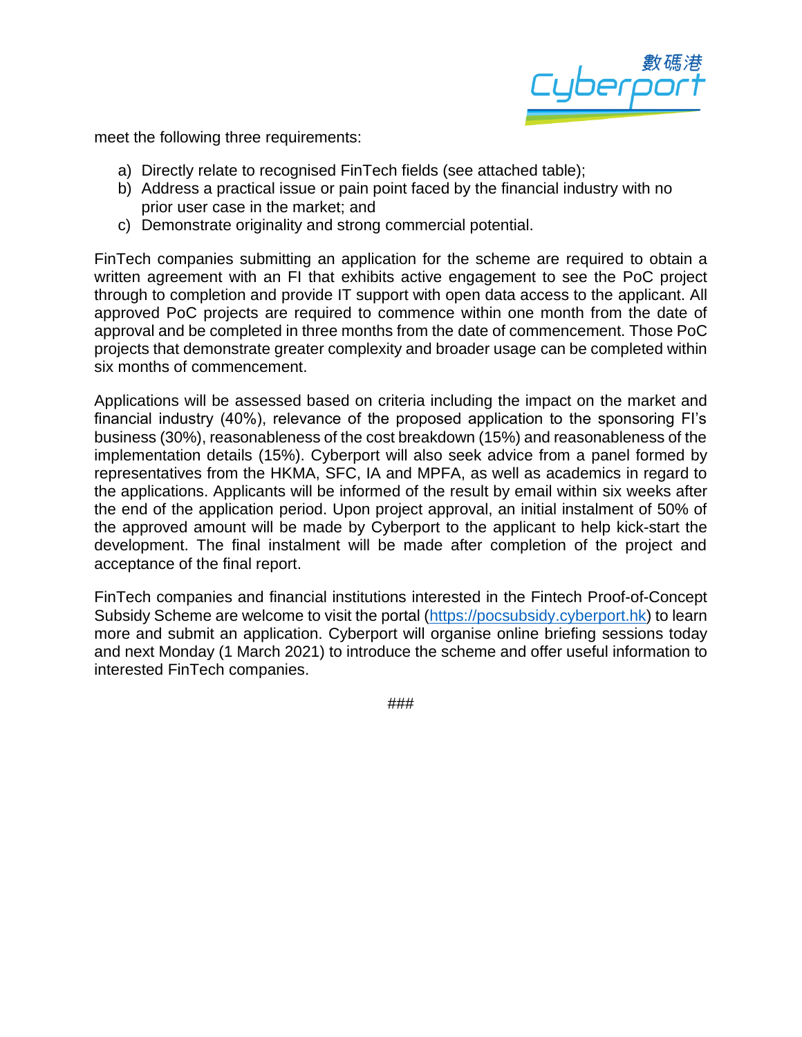meet the following three requirements:

a) Directly relate to recognised FinTech fields (see attached table);
b) Address a practical issue or pain point faced by the financial industry with no prior user case in the market; and
c) Demonstrate originality and strong commercial potential.

FinTech companies submitting an application for the scheme are required to obtain a written agreement with an FI that exhibits active engagement to see the PoC project through to completion and provide IT support with open data access to the applicant. All approved PoC projects are required to commence within one month from the date of approval and be completed in three months from the date of commencement. Those PoC projects that demonstrate greater complexity and broader usage can be completed within six months of commencement.

Applications will be assessed based on criteria including the impact on the market and financial industry (40%), relevance of the proposed application to the sponsoring FI's business (30%), reasonableness of the cost breakdown (15%) and reasonableness of the implementation details (15%). Cyberport will also seek advice from a panel formed by representatives from the HKMA, SFC, IA and MPFA, as well as academics in regard to the applications. Applicants will be informed of the result by email within six weeks after the end of the application period. Upon project approval, an initial instalment of 50% of the approved amount will be made by Cyberport to the applicant to help kick-start the development. The final instalment will be made after completion of the project and acceptance of the final report.

FinTech companies and financial institutions interested in the Fintech Proof-of-Concept Subsidy Scheme are welcome to visit the portal (https://pocsubsidy.cyberport.hk) to learn more and submit an application. Cyberport will organise online briefing sessions today and next Monday (1 March 2021) to introduce the scheme and offer useful information to interested FinTech companies.

###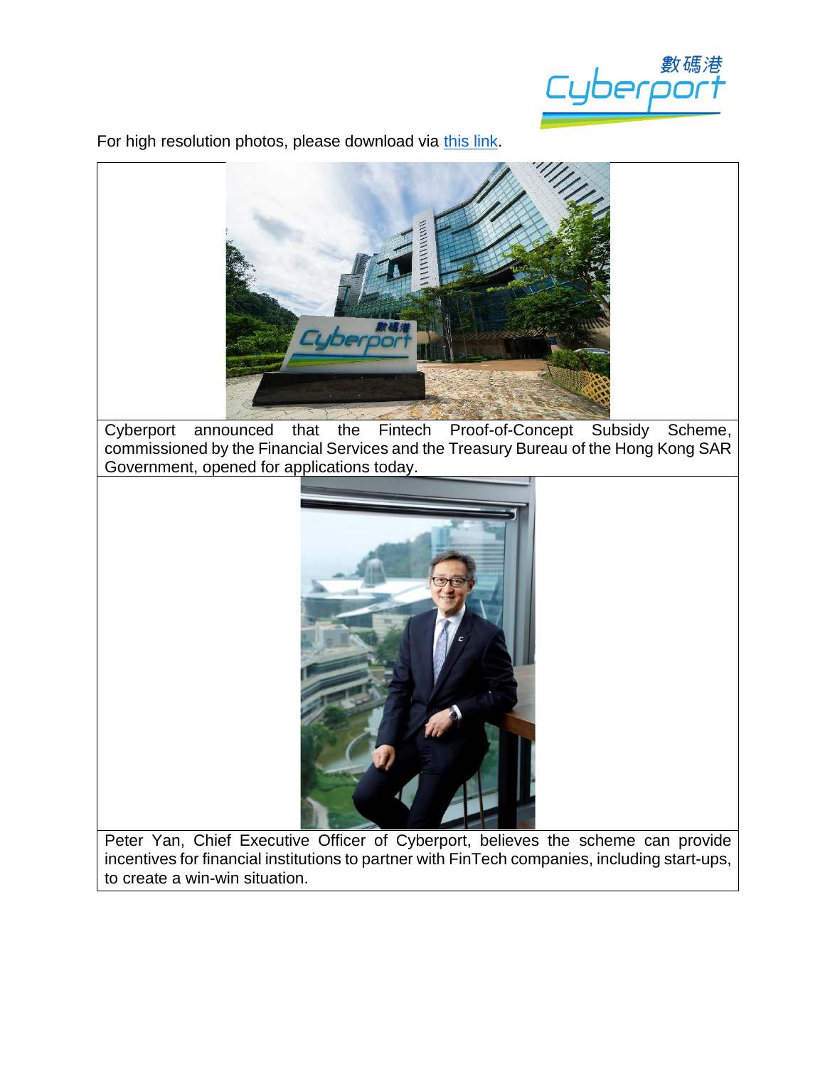For high resolution photos, please download via [this link](this link).

| |
|---|
| |
| Cyberport announced that the Fintech Proof-of-Concept Subsidy Scheme, commissioned by the Financial Services and the Treasury Bureau of the Hong Kong SAR Government, opened for applications today. |
| |
| Peter Yan, Chief Executive Officer of Cyberport, believes the scheme can provide incentives for financial institutions to partner with FinTech companies, including start-ups, to create a win-win situation. |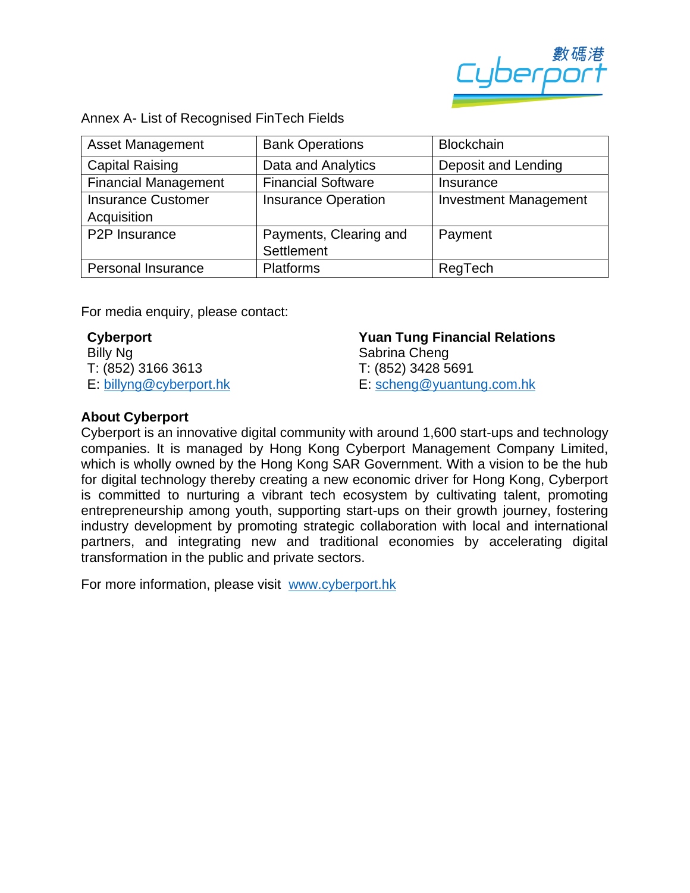Annex A- List of Recognised FinTech Fields

| | | |
|---|---|---|
| Asset Management | Bank Operations | Blockchain |
| Capital Raising | Data and Analytics | Deposit and Lending |
| Financial Management | Financial Software | Insurance |
| Insurance Customer Acquisition | Insurance Operation | Investment Management |
| P2P Insurance | Payments, Clearing and Settlement | Payment |
| Personal Insurance | Platforms | RegTech |

For media enquiry, please contact:

**Cyberport**
Billy Ng
T: (852) 3166 3613
E: billyng@cyberport.hk

**Yuan Tung Financial Relations**
Sabrina Cheng
T: (852) 3428 5691
E: scheng@yuantung.com.hk

**About Cyberport**

Cyberport is an innovative digital community with around 1,600 start-ups and technology companies. It is managed by Hong Kong Cyberport Management Company Limited, which is wholly owned by the Hong Kong SAR Government. With a vision to be the hub for digital technology thereby creating a new economic driver for Hong Kong, Cyberport is committed to nurturing a vibrant tech ecosystem by cultivating talent, promoting entrepreneurship among youth, supporting start-ups on their growth journey, fostering industry development by promoting strategic collaboration with local and international partners, and integrating new and traditional economies by accelerating digital transformation in the public and private sectors.

For more information, please visit www.cyberport.hk